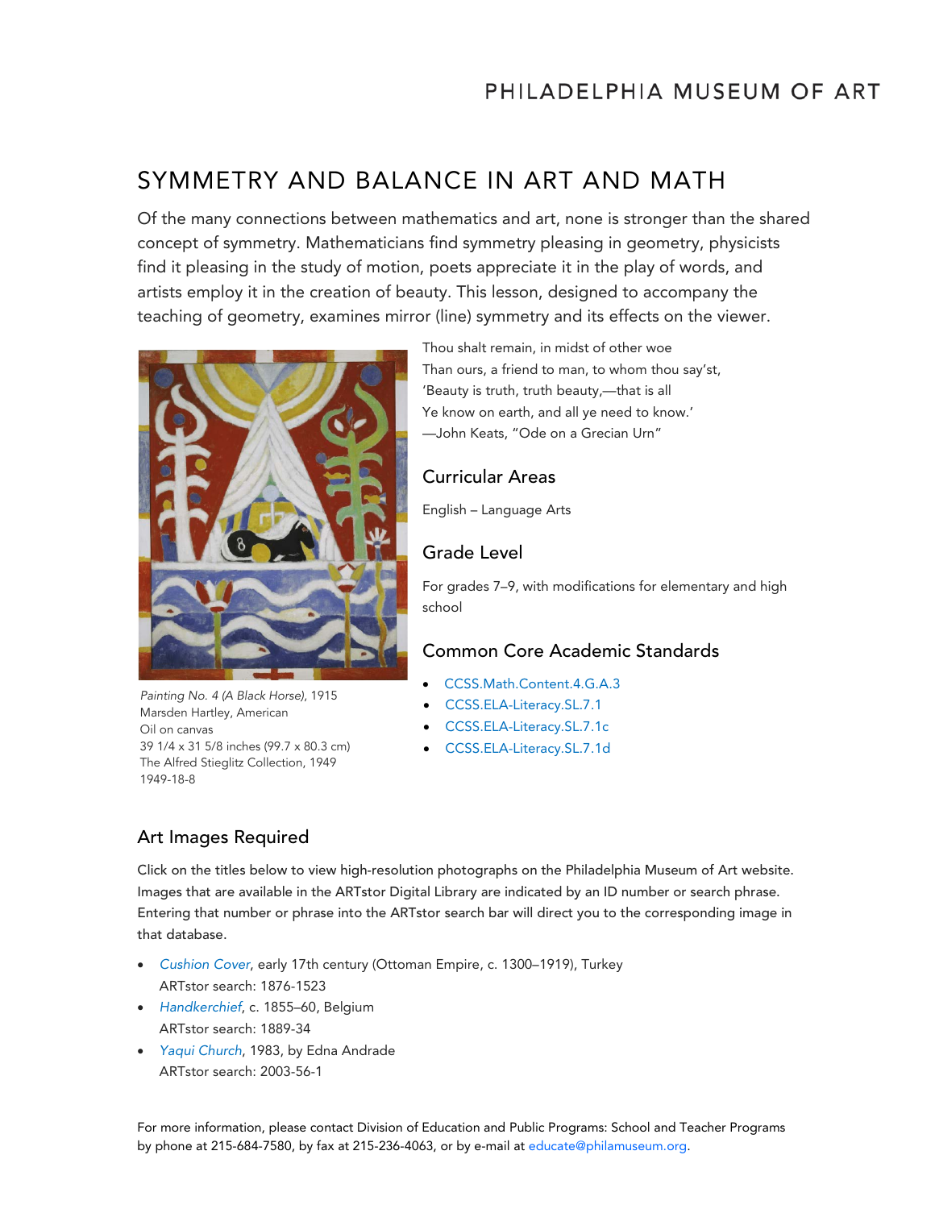# SYMMETRY AND BALANCE IN ART AND MATH

Of the many connections between mathematics and art, none is stronger than the shared concept of symmetry. Mathematicians find symmetry pleasing in geometry, physicists find it pleasing in the study of motion, poets appreciate it in the play of words, and artists employ it in the creation of beauty. This lesson, designed to accompany the teaching of geometry, examines mirror (line) symmetry and its effects on the viewer.

*Painting No. 4 (A Black Horse)*, 1915
Marsden Hartley, American
Oil on canvas
39 1/4 x 31 5/8 inches (99.7 x 80.3 cm)
The Alfred Stieglitz Collection, 1949
1949-18-8

Thou shalt remain, in midst of other woe
Than ours, a friend to man, to whom thou say'st,
'Beauty is truth, truth beauty,—that is all
Ye know on earth, and all ye need to know.'
—John Keats, "Ode on a Grecian Urn"

## Curricular Areas

English – Language Arts

## Grade Level

For grades 7–9, with modifications for elementary and high school

## Common Core Academic Standards

- CCSS.Math.Content.4.G.A.3
- CCSS.ELA-Literacy.SL.7.1
- CCSS.ELA-Literacy.SL.7.1c
- CCSS.ELA-Literacy.SL.7.1d

## Art Images Required

Click on the titles below to view high-resolution photographs on the Philadelphia Museum of Art website. Images that are available in the ARTstor Digital Library are indicated by an ID number or search phrase. Entering that number or phrase into the ARTstor search bar will direct you to the corresponding image in that database.

- *Cushion Cover*, early 17th century (Ottoman Empire, c. 1300–1919), Turkey
  ARTstor search: 1876-1523
- *Handkerchief*, c. 1855–60, Belgium
  ARTstor search: 1889-34
- *Yaqui Church*, 1983, by Edna Andrade
  ARTstor search: 2003-56-1

For more information, please contact Division of Education and Public Programs: School and Teacher Programs by phone at 215-684-7580, by fax at 215-236-4063, or by e-mail at educate@philamuseum.org.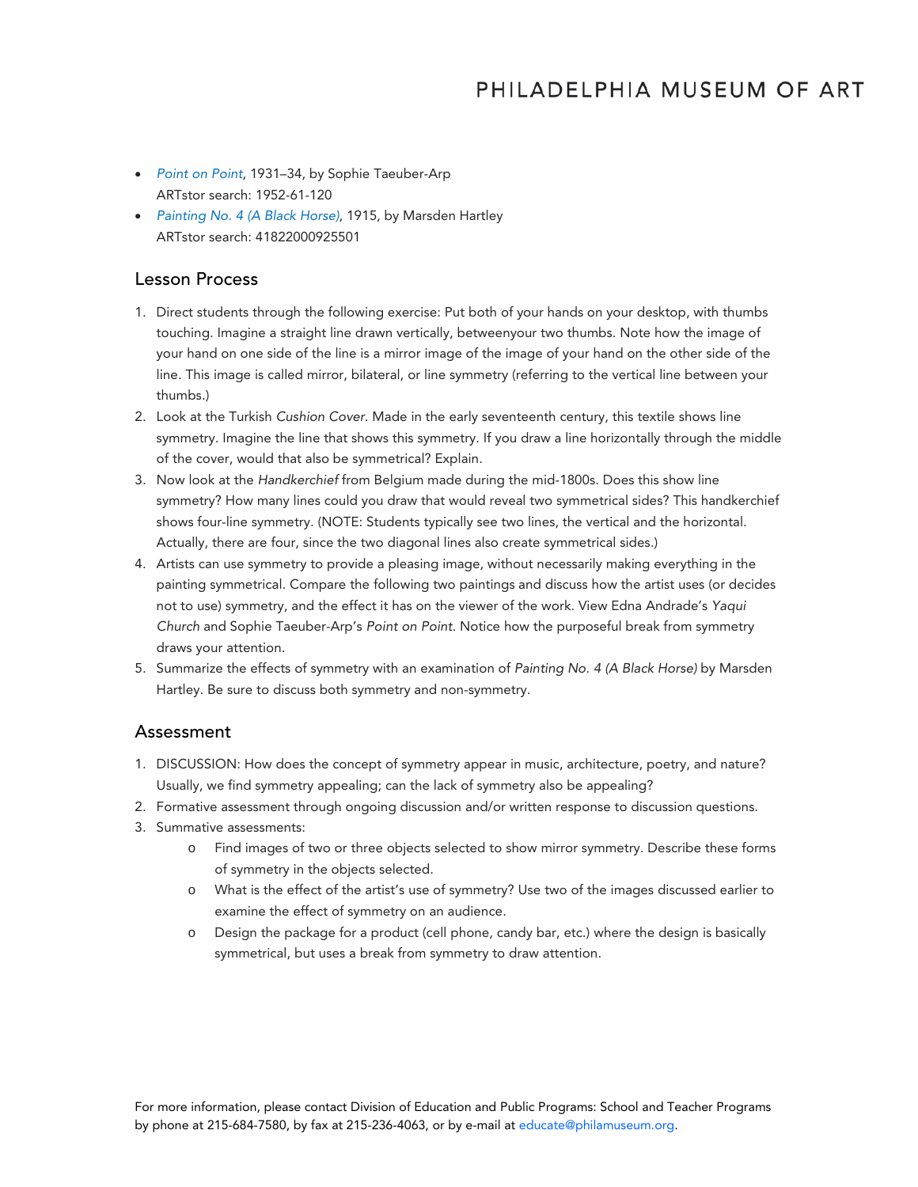- *Point on Point*, 1931–34, by Sophie Taeuber-Arp
  ARTstor search: 1952-61-120
- *Painting No. 4 (A Black Horse)*, 1915, by Marsden Hartley
  ARTstor search: 41822000925501

## Lesson Process

1. Direct students through the following exercise: Put both of your hands on your desktop, with thumbs touching. Imagine a straight line drawn vertically, betweenyour two thumbs. Note how the image of your hand on one side of the line is a mirror image of the image of your hand on the other side of the line. This image is called mirror, bilateral, or line symmetry (referring to the vertical line between your thumbs.)
2. Look at the Turkish *Cushion Cover*. Made in the early seventeenth century, this textile shows line symmetry. Imagine the line that shows this symmetry. If you draw a line horizontally through the middle of the cover, would that also be symmetrical? Explain.
3. Now look at the *Handkerchief* from Belgium made during the mid-1800s. Does this show line symmetry? How many lines could you draw that would reveal two symmetrical sides? This handkerchief shows four-line symmetry. (NOTE: Students typically see two lines, the vertical and the horizontal. Actually, there are four, since the two diagonal lines also create symmetrical sides.)
4. Artists can use symmetry to provide a pleasing image, without necessarily making everything in the painting symmetrical. Compare the following two paintings and discuss how the artist uses (or decides not to use) symmetry, and the effect it has on the viewer of the work. View Edna Andrade's *Yaqui Church* and Sophie Taeuber-Arp's *Point on Point*. Notice how the purposeful break from symmetry draws your attention.
5. Summarize the effects of symmetry with an examination of *Painting No. 4 (A Black Horse)* by Marsden Hartley. Be sure to discuss both symmetry and non-symmetry.

## Assessment

1. DISCUSSION: How does the concept of symmetry appear in music, architecture, poetry, and nature? Usually, we find symmetry appealing; can the lack of symmetry also be appealing?
2. Formative assessment through ongoing discussion and/or written response to discussion questions.
3. Summative assessments:
   - Find images of two or three objects selected to show mirror symmetry. Describe these forms of symmetry in the objects selected.
   - What is the effect of the artist's use of symmetry? Use two of the images discussed earlier to examine the effect of symmetry on an audience.
   - Design the package for a product (cell phone, candy bar, etc.) where the design is basically symmetrical, but uses a break from symmetry to draw attention.

For more information, please contact Division of Education and Public Programs: School and Teacher Programs by phone at 215-684-7580, by fax at 215-236-4063, or by e-mail at educate@philamuseum.org.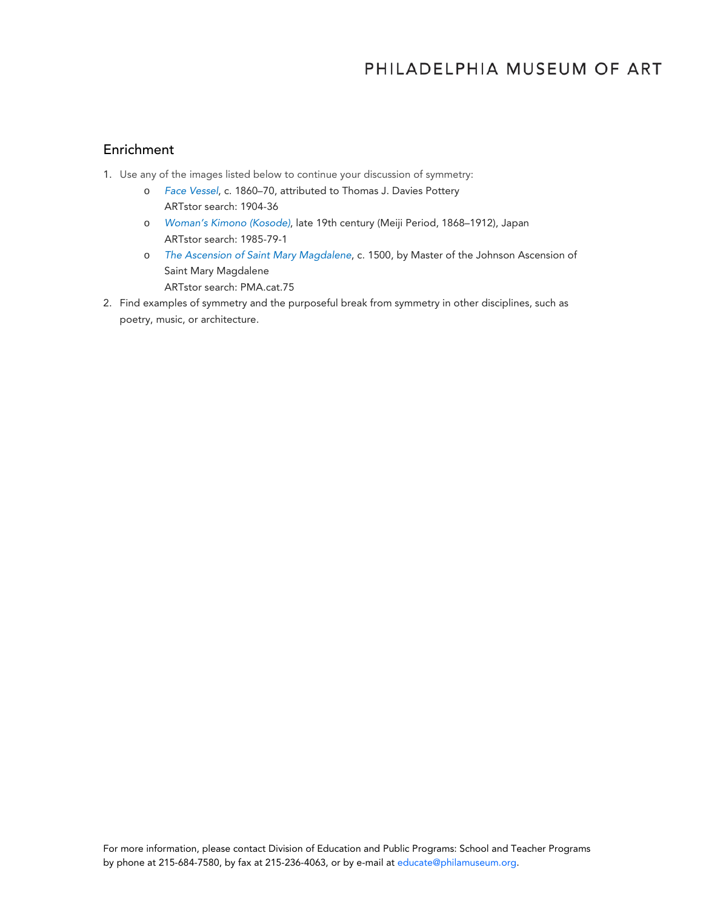## Enrichment

1. Use any of the images listed below to continue your discussion of symmetry:
   - *Face Vessel*, c. 1860–70, attributed to Thomas J. Davies Pottery
     ARTstor search: 1904-36
   - *Woman's Kimono (Kosode)*, late 19th century (Meiji Period, 1868–1912), Japan
     ARTstor search: 1985-79-1
   - *The Ascension of Saint Mary Magdalene*, c. 1500, by Master of the Johnson Ascension of Saint Mary Magdalene
     ARTstor search: PMA.cat.75
2. Find examples of symmetry and the purposeful break from symmetry in other disciplines, such as poetry, music, or architecture.

For more information, please contact Division of Education and Public Programs: School and Teacher Programs by phone at 215-684-7580, by fax at 215-236-4063, or by e-mail at educate@philamuseum.org.